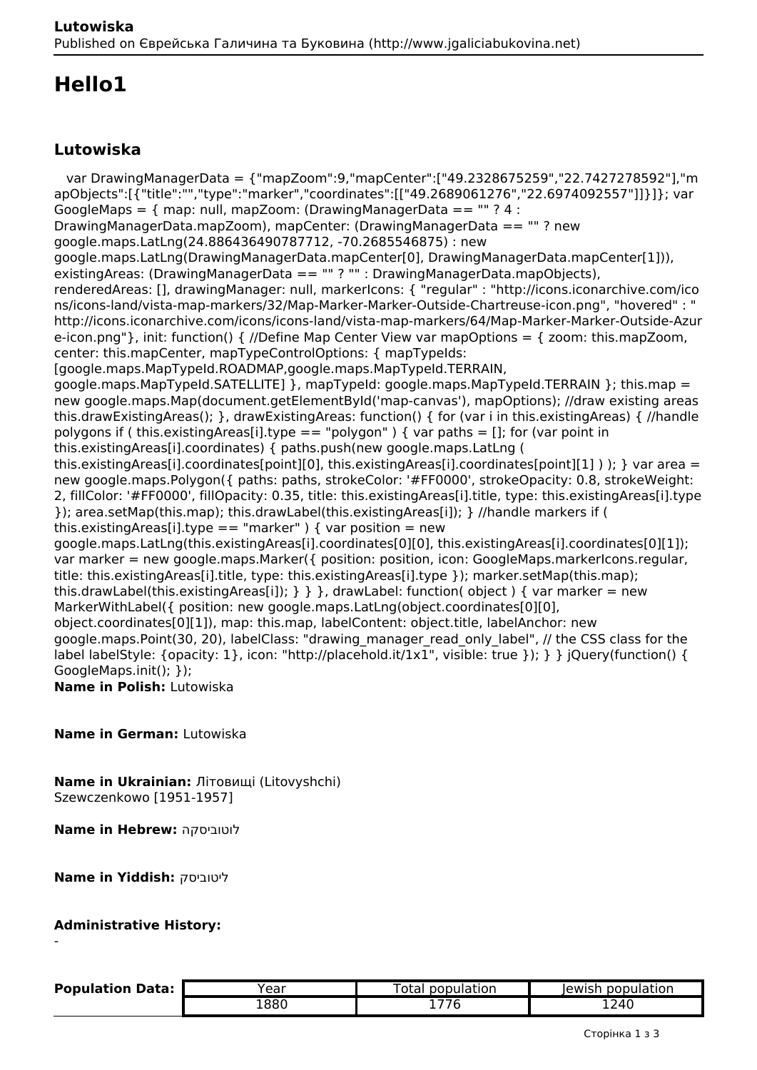# Hello1

## Lutowiska

var DrawingManagerData = {"mapZoom":9,"mapCenter":["49.2328675259","22.7427278592"],"mapObjects":[{"title":"","type":"marker","coordinates":[["49.2689061276","22.6974092557"]]}]}; var GoogleMaps = { map: null, mapZoom: (DrawingManagerData == "" ? 4 : DrawingManagerData.mapZoom), mapCenter: (DrawingManagerData == "" ? new google.maps.LatLng(24.886436490787712, -70.2685546875) : new google.maps.LatLng(DrawingManagerData.mapCenter[0], DrawingManagerData.mapCenter[1])), existingAreas: (DrawingManagerData == "" ? "" : DrawingManagerData.mapObjects), renderedAreas: [], drawingManager: null, markerIcons: { "regular" : "http://icons.iconarchive.com/icons/icons-land/vista-map-markers/32/Map-Marker-Marker-Outside-Chartreuse-icon.png", "hovered" : "http://icons.iconarchive.com/icons/icons-land/vista-map-markers/64/Map-Marker-Marker-Outside-Azure-icon.png"}, init: function() { //Define Map Center View var mapOptions = { zoom: this.mapZoom, center: this.mapCenter, mapTypeControlOptions: { mapTypeIds: [google.maps.MapTypeId.ROADMAP,google.maps.MapTypeId.TERRAIN, google.maps.MapTypeId.SATELLITE] }, mapTypeId: google.maps.MapTypeId.TERRAIN }; this.map = new google.maps.Map(document.getElementById('map-canvas'), mapOptions); //draw existing areas this.drawExistingAreas(); }, drawExistingAreas: function() { for (var i in this.existingAreas) { //handle polygons if ( this.existingAreas[i].type == "polygon" ) { var paths = []; for (var point in this.existingAreas[i].coordinates) { paths.push(new google.maps.LatLng ( this.existingAreas[i].coordinates[point][0], this.existingAreas[i].coordinates[point][1] ) ); } var area = new google.maps.Polygon({ paths: paths, strokeColor: '#FF0000', strokeOpacity: 0.8, strokeWeight: 2, fillColor: '#FF0000', fillOpacity: 0.35, title: this.existingAreas[i].title, type: this.existingAreas[i].type }); area.setMap(this.map); this.drawLabel(this.existingAreas[i]); } //handle markers if ( this.existingAreas[i].type == "marker" ) { var position = new google.maps.LatLng(this.existingAreas[i].coordinates[0][0], this.existingAreas[i].coordinates[0][1]); var marker = new google.maps.Marker({ position: position, icon: GoogleMaps.markerIcons.regular, title: this.existingAreas[i].title, type: this.existingAreas[i].type }); marker.setMap(this.map); this.drawLabel(this.existingAreas[i]); } } }, drawLabel: function( object ) { var marker = new MarkerWithLabel({ position: new google.maps.LatLng(object.coordinates[0][0], object.coordinates[0][1]), map: this.map, labelContent: object.title, labelAnchor: new google.maps.Point(30, 20), labelClass: "drawing_manager_read_only_label", // the CSS class for the label labelStyle: {opacity: 1}, icon: "http://placehold.it/1x1", visible: true }); } } jQuery(function() { GoogleMaps.init(); });

**Name in Polish:** Lutowiska

**Name in German:** Lutowiska

**Name in Ukrainian:** Літовищі (Litovyshchi)
Szewczenkowo [1951-1957]

**Name in Hebrew:** לוטוביסקה

**Name in Yiddish:** ליטוביסק

**Administrative History:**
-

**Population Data:**

| Year | Total population | Jewish population |
|---|---|---|
| 1880 | 1776 | 1240 |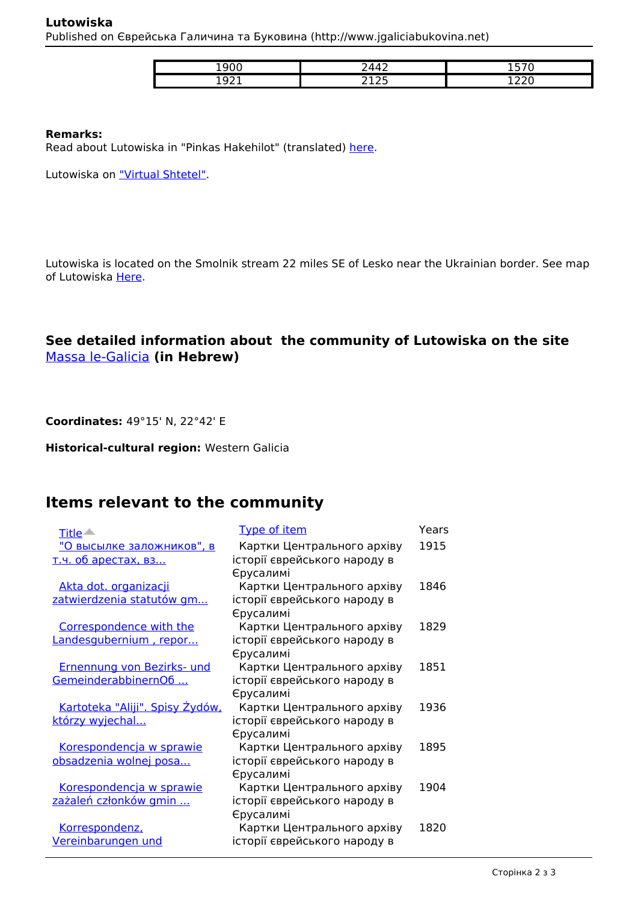| 1900 | 2442 | 1570 |
|---|---|---|
| 1921 | 2125 | 1220 |

**Remarks:**
Read about Lutowiska in "Pinkas Hakehilot" (translated) here.

Lutowiska on "Virtual Shtetel".

Lutowiska is located on the Smolnik stream 22 miles SE of Lesko near the Ukrainian border. See map of Lutowiska Here.

**See detailed information about the community of Lutowiska on the site Massa le-Galicia (in Hebrew)**

**Coordinates:** 49°15' N, 22°42' E

**Historical-cultural region:** Western Galicia

## Items relevant to the community

| Title | Type of item | Years |
|---|---|---|
| "О высылке заложников", в т.ч. об арестах, вз... | Картки Центрального архіву історії єврейського народу в Єрусалимі | 1915 |
| Akta dot. organizacji zatwierdzenia statutów gm... | Картки Центрального архіву історії єврейського народу в Єрусалимі | 1846 |
| Correspondence with the Landesgubernium , repor... | Картки Центрального архіву історії єврейського народу в Єрусалимі | 1829 |
| Ernennung von Bezirks- und GemeinderabbinernОб ... | Картки Центрального архіву історії єврейського народу в Єрусалимі | 1851 |
| Kartoteka "Aliji". Spisy Żydów, którzy wyjechal... | Картки Центрального архіву історії єврейського народу в Єрусалимі | 1936 |
| Korespondencja w sprawie obsadzenia wolnej posa... | Картки Центрального архіву історії єврейського народу в Єрусалимі | 1895 |
| Korespondencja w sprawie zażaleń członków gmin ... | Картки Центрального архіву історії єврейського народу в Єрусалимі | 1904 |
| Korrespondenz, Vereinbarungen und | Картки Центрального архіву історії єврейського народу в | 1820 |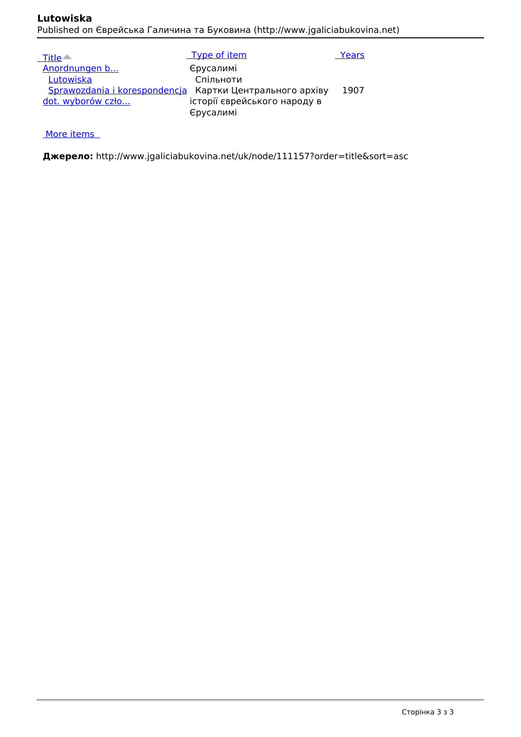| Title | Type of item | Years |
| --- | --- | --- |
| Anordnungen b... | Єрусалимі | |
| Lutowiska | Спільноти | |
| Sprawozdania i korespondencja dot. wyborów czło... | Картки Центрального архіву історії єврейського народу в Єрусалимі | 1907 |

More items

**Джерело:** http://www.jgaliciabukovina.net/uk/node/111157?order=title&sort=asc